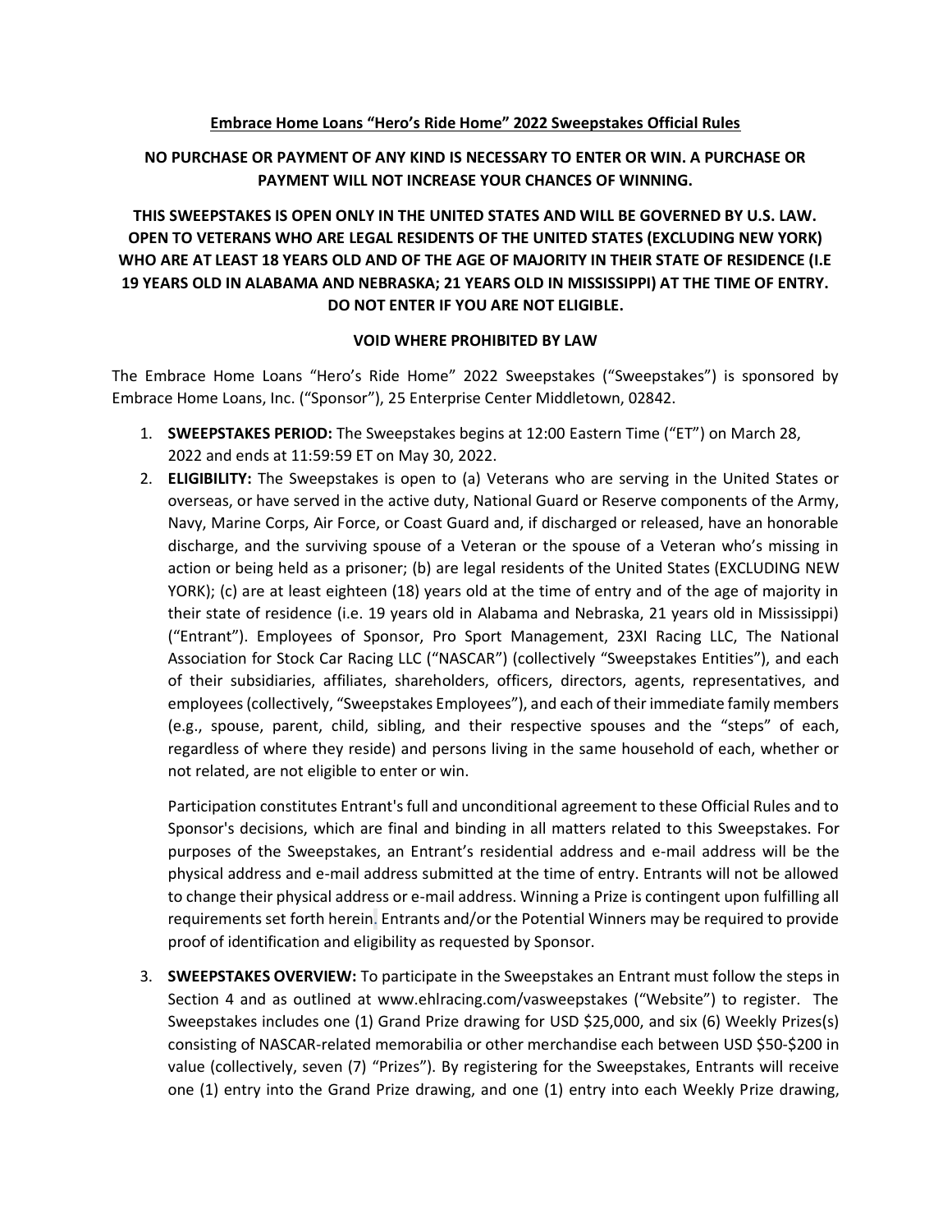**Embrace Home Loans "Hero's Ride Home" 2022 Sweepstakes Official Rules**

**NO PURCHASE OR PAYMENT OF ANY KIND IS NECESSARY TO ENTER OR WIN. A PURCHASE OR PAYMENT WILL NOT INCREASE YOUR CHANCES OF WINNING.**

**THIS SWEEPSTAKES IS OPEN ONLY IN THE UNITED STATES AND WILL BE GOVERNED BY U.S. LAW. OPEN TO VETERANS WHO ARE LEGAL RESIDENTS OF THE UNITED STATES (EXCLUDING NEW YORK) WHO ARE AT LEAST 18 YEARS OLD AND OF THE AGE OF MAJORITY IN THEIR STATE OF RESIDENCE (I.E 19 YEARS OLD IN ALABAMA AND NEBRASKA; 21 YEARS OLD IN MISSISSIPPI) AT THE TIME OF ENTRY. DO NOT ENTER IF YOU ARE NOT ELIGIBLE.**

**VOID WHERE PROHIBITED BY LAW**

The Embrace Home Loans "Hero's Ride Home" 2022 Sweepstakes ("Sweepstakes") is sponsored by Embrace Home Loans, Inc. ("Sponsor"), 25 Enterprise Center Middletown, 02842.

1. **SWEEPSTAKES PERIOD:** The Sweepstakes begins at 12:00 Eastern Time ("ET") on March 28, 2022 and ends at 11:59:59 ET on May 30, 2022.
2. **ELIGIBILITY:** The Sweepstakes is open to (a) Veterans who are serving in the United States or overseas, or have served in the active duty, National Guard or Reserve components of the Army, Navy, Marine Corps, Air Force, or Coast Guard and, if discharged or released, have an honorable discharge, and the surviving spouse of a Veteran or the spouse of a Veteran who's missing in action or being held as a prisoner; (b) are legal residents of the United States (EXCLUDING NEW YORK); (c) are at least eighteen (18) years old at the time of entry and of the age of majority in their state of residence (i.e. 19 years old in Alabama and Nebraska, 21 years old in Mississippi) ("Entrant"). Employees of Sponsor, Pro Sport Management, 23XI Racing LLC, The National Association for Stock Car Racing LLC ("NASCAR") (collectively "Sweepstakes Entities"), and each of their subsidiaries, affiliates, shareholders, officers, directors, agents, representatives, and employees (collectively, "Sweepstakes Employees"), and each of their immediate family members (e.g., spouse, parent, child, sibling, and their respective spouses and the "steps" of each, regardless of where they reside) and persons living in the same household of each, whether or not related, are not eligible to enter or win.

   Participation constitutes Entrant's full and unconditional agreement to these Official Rules and to Sponsor's decisions, which are final and binding in all matters related to this Sweepstakes. For purposes of the Sweepstakes, an Entrant's residential address and e-mail address will be the physical address and e-mail address submitted at the time of entry. Entrants will not be allowed to change their physical address or e-mail address. Winning a Prize is contingent upon fulfilling all requirements set forth herein. Entrants and/or the Potential Winners may be required to provide proof of identification and eligibility as requested by Sponsor.

3. **SWEEPSTAKES OVERVIEW:** To participate in the Sweepstakes an Entrant must follow the steps in Section 4 and as outlined at www.ehlracing.com/vasweepstakes ("Website") to register. The Sweepstakes includes one (1) Grand Prize drawing for USD $25,000, and six (6) Weekly Prizes(s) consisting of NASCAR-related memorabilia or other merchandise each between USD $50-$200 in value (collectively, seven (7) "Prizes"). By registering for the Sweepstakes, Entrants will receive one (1) entry into the Grand Prize drawing, and one (1) entry into each Weekly Prize drawing,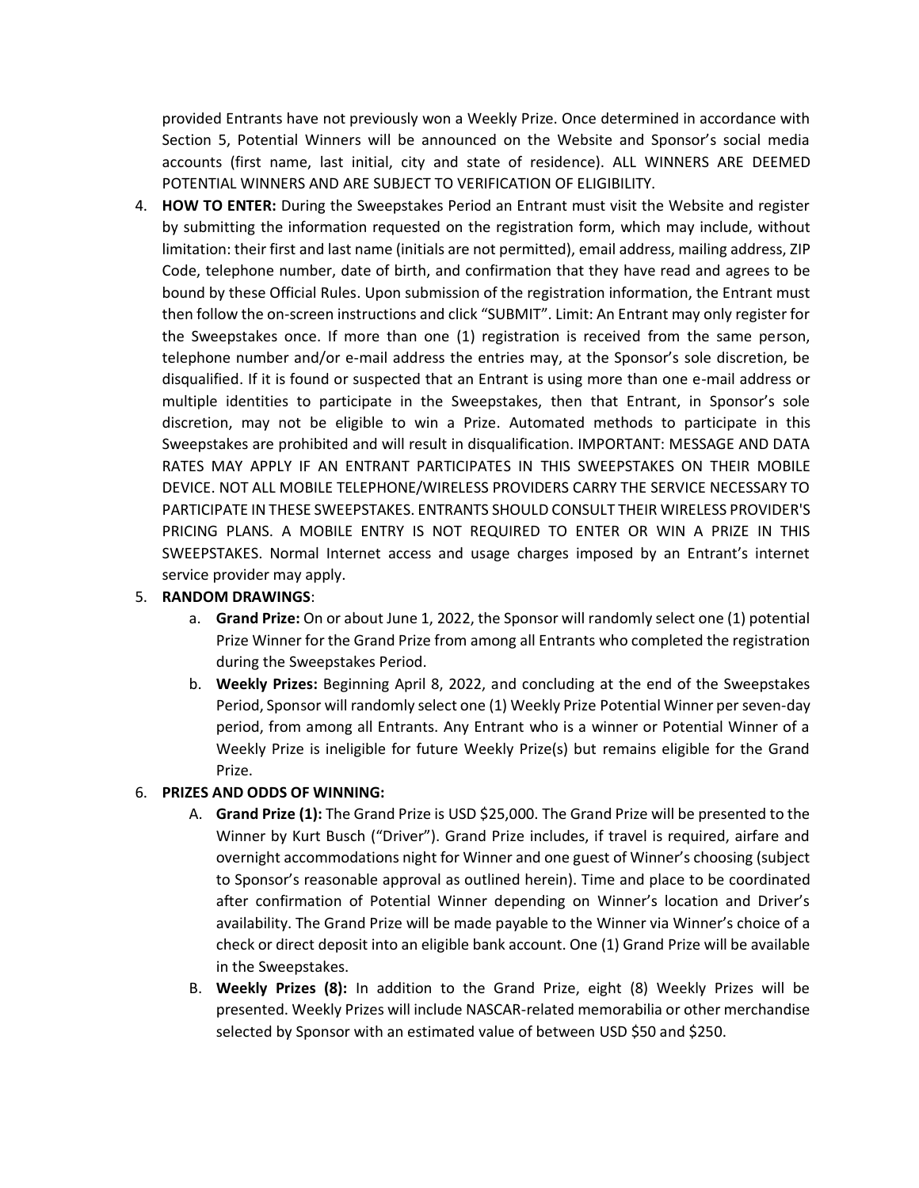provided Entrants have not previously won a Weekly Prize. Once determined in accordance with Section 5, Potential Winners will be announced on the Website and Sponsor's social media accounts (first name, last initial, city and state of residence). ALL WINNERS ARE DEEMED POTENTIAL WINNERS AND ARE SUBJECT TO VERIFICATION OF ELIGIBILITY.

4. **HOW TO ENTER:** During the Sweepstakes Period an Entrant must visit the Website and register by submitting the information requested on the registration form, which may include, without limitation: their first and last name (initials are not permitted), email address, mailing address, ZIP Code, telephone number, date of birth, and confirmation that they have read and agrees to be bound by these Official Rules. Upon submission of the registration information, the Entrant must then follow the on-screen instructions and click "SUBMIT". Limit: An Entrant may only register for the Sweepstakes once. If more than one (1) registration is received from the same person, telephone number and/or e-mail address the entries may, at the Sponsor's sole discretion, be disqualified. If it is found or suspected that an Entrant is using more than one e-mail address or multiple identities to participate in the Sweepstakes, then that Entrant, in Sponsor's sole discretion, may not be eligible to win a Prize. Automated methods to participate in this Sweepstakes are prohibited and will result in disqualification. IMPORTANT: MESSAGE AND DATA RATES MAY APPLY IF AN ENTRANT PARTICIPATES IN THIS SWEEPSTAKES ON THEIR MOBILE DEVICE. NOT ALL MOBILE TELEPHONE/WIRELESS PROVIDERS CARRY THE SERVICE NECESSARY TO PARTICIPATE IN THESE SWEEPSTAKES. ENTRANTS SHOULD CONSULT THEIR WIRELESS PROVIDER'S PRICING PLANS. A MOBILE ENTRY IS NOT REQUIRED TO ENTER OR WIN A PRIZE IN THIS SWEEPSTAKES. Normal Internet access and usage charges imposed by an Entrant's internet service provider may apply.

5. **RANDOM DRAWINGS**:
   a. **Grand Prize:** On or about June 1, 2022, the Sponsor will randomly select one (1) potential Prize Winner for the Grand Prize from among all Entrants who completed the registration during the Sweepstakes Period.
   b. **Weekly Prizes:** Beginning April 8, 2022, and concluding at the end of the Sweepstakes Period, Sponsor will randomly select one (1) Weekly Prize Potential Winner per seven-day period, from among all Entrants. Any Entrant who is a winner or Potential Winner of a Weekly Prize is ineligible for future Weekly Prize(s) but remains eligible for the Grand Prize.

6. **PRIZES AND ODDS OF WINNING:**
   A. **Grand Prize (1):** The Grand Prize is USD $25,000. The Grand Prize will be presented to the Winner by Kurt Busch ("Driver"). Grand Prize includes, if travel is required, airfare and overnight accommodations night for Winner and one guest of Winner's choosing (subject to Sponsor's reasonable approval as outlined herein). Time and place to be coordinated after confirmation of Potential Winner depending on Winner's location and Driver's availability. The Grand Prize will be made payable to the Winner via Winner's choice of a check or direct deposit into an eligible bank account. One (1) Grand Prize will be available in the Sweepstakes.
   B. **Weekly Prizes (8):** In addition to the Grand Prize, eight (8) Weekly Prizes will be presented. Weekly Prizes will include NASCAR-related memorabilia or other merchandise selected by Sponsor with an estimated value of between USD $50 and $250.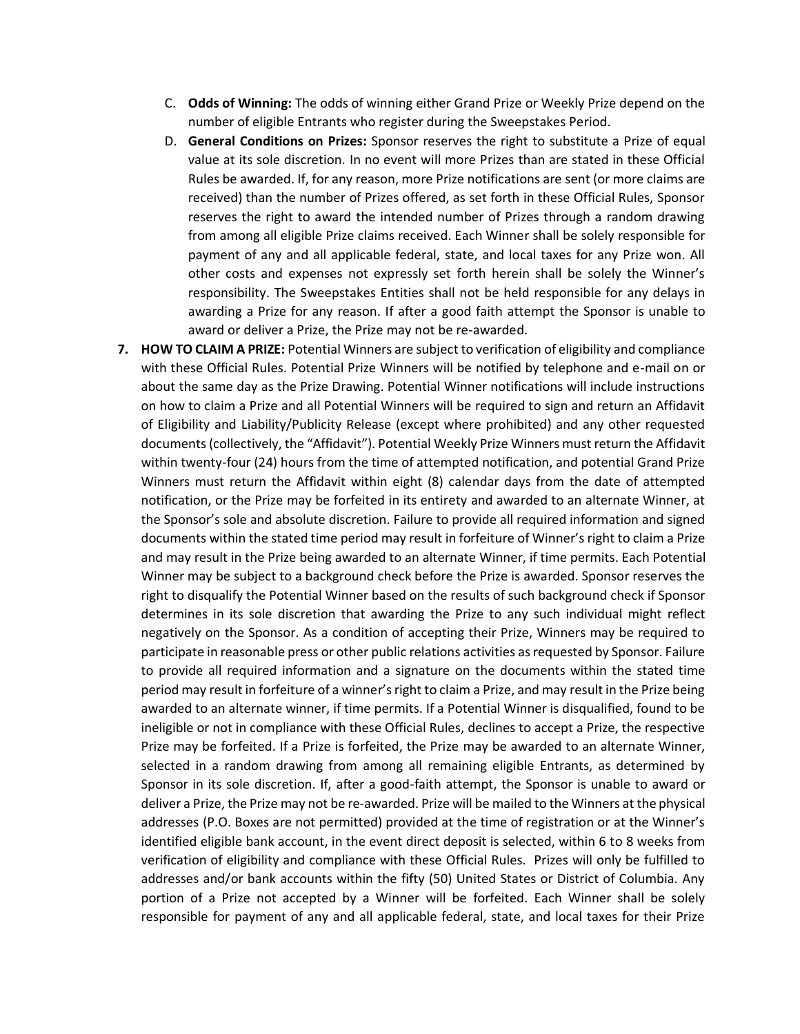C. **Odds of Winning:** The odds of winning either Grand Prize or Weekly Prize depend on the number of eligible Entrants who register during the Sweepstakes Period.

D. **General Conditions on Prizes:** Sponsor reserves the right to substitute a Prize of equal value at its sole discretion. In no event will more Prizes than are stated in these Official Rules be awarded. If, for any reason, more Prize notifications are sent (or more claims are received) than the number of Prizes offered, as set forth in these Official Rules, Sponsor reserves the right to award the intended number of Prizes through a random drawing from among all eligible Prize claims received. Each Winner shall be solely responsible for payment of any and all applicable federal, state, and local taxes for any Prize won. All other costs and expenses not expressly set forth herein shall be solely the Winner's responsibility. The Sweepstakes Entities shall not be held responsible for any delays in awarding a Prize for any reason. If after a good faith attempt the Sponsor is unable to award or deliver a Prize, the Prize may not be re-awarded.

**7. HOW TO CLAIM A PRIZE:** Potential Winners are subject to verification of eligibility and compliance with these Official Rules. Potential Prize Winners will be notified by telephone and e-mail on or about the same day as the Prize Drawing. Potential Winner notifications will include instructions on how to claim a Prize and all Potential Winners will be required to sign and return an Affidavit of Eligibility and Liability/Publicity Release (except where prohibited) and any other requested documents (collectively, the "Affidavit"). Potential Weekly Prize Winners must return the Affidavit within twenty-four (24) hours from the time of attempted notification, and potential Grand Prize Winners must return the Affidavit within eight (8) calendar days from the date of attempted notification, or the Prize may be forfeited in its entirety and awarded to an alternate Winner, at the Sponsor's sole and absolute discretion. Failure to provide all required information and signed documents within the stated time period may result in forfeiture of Winner's right to claim a Prize and may result in the Prize being awarded to an alternate Winner, if time permits. Each Potential Winner may be subject to a background check before the Prize is awarded. Sponsor reserves the right to disqualify the Potential Winner based on the results of such background check if Sponsor determines in its sole discretion that awarding the Prize to any such individual might reflect negatively on the Sponsor. As a condition of accepting their Prize, Winners may be required to participate in reasonable press or other public relations activities as requested by Sponsor. Failure to provide all required information and a signature on the documents within the stated time period may result in forfeiture of a winner's right to claim a Prize, and may result in the Prize being awarded to an alternate winner, if time permits. If a Potential Winner is disqualified, found to be ineligible or not in compliance with these Official Rules, declines to accept a Prize, the respective Prize may be forfeited. If a Prize is forfeited, the Prize may be awarded to an alternate Winner, selected in a random drawing from among all remaining eligible Entrants, as determined by Sponsor in its sole discretion. If, after a good-faith attempt, the Sponsor is unable to award or deliver a Prize, the Prize may not be re-awarded. Prize will be mailed to the Winners at the physical addresses (P.O. Boxes are not permitted) provided at the time of registration or at the Winner's identified eligible bank account, in the event direct deposit is selected, within 6 to 8 weeks from verification of eligibility and compliance with these Official Rules. Prizes will only be fulfilled to addresses and/or bank accounts within the fifty (50) United States or District of Columbia. Any portion of a Prize not accepted by a Winner will be forfeited. Each Winner shall be solely responsible for payment of any and all applicable federal, state, and local taxes for their Prize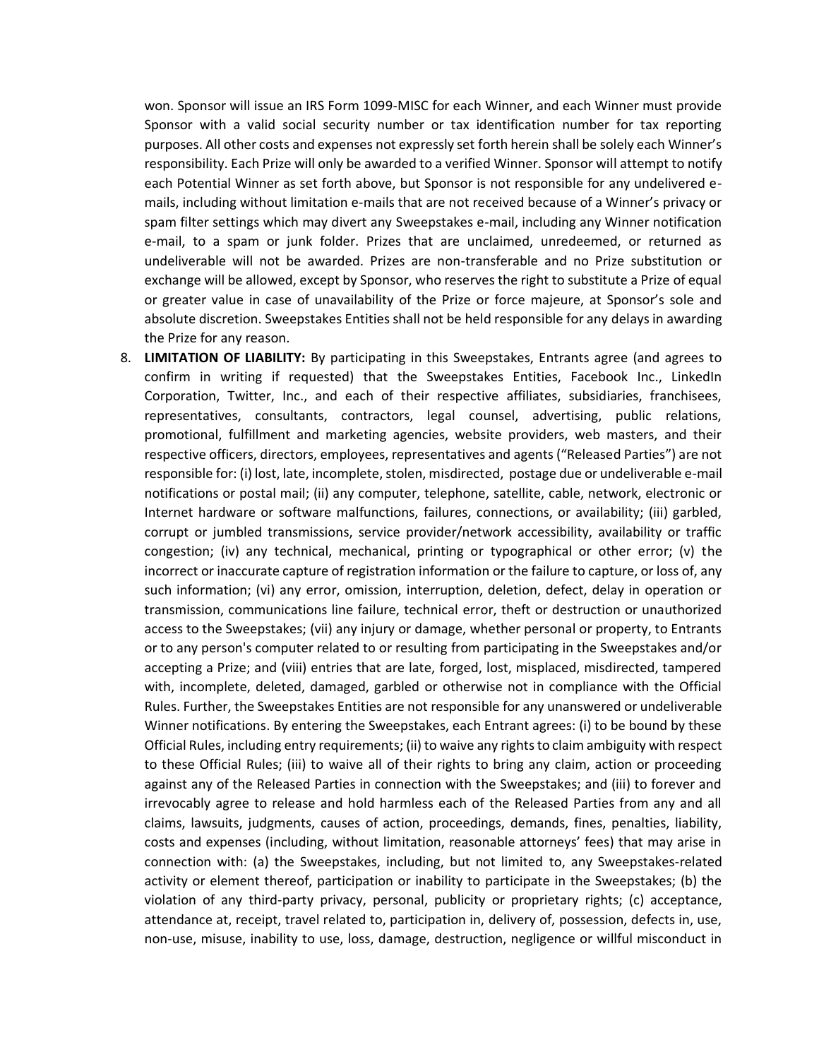won. Sponsor will issue an IRS Form 1099-MISC for each Winner, and each Winner must provide Sponsor with a valid social security number or tax identification number for tax reporting purposes. All other costs and expenses not expressly set forth herein shall be solely each Winner's responsibility. Each Prize will only be awarded to a verified Winner. Sponsor will attempt to notify each Potential Winner as set forth above, but Sponsor is not responsible for any undelivered e-mails, including without limitation e-mails that are not received because of a Winner's privacy or spam filter settings which may divert any Sweepstakes e-mail, including any Winner notification e-mail, to a spam or junk folder. Prizes that are unclaimed, unredeemed, or returned as undeliverable will not be awarded. Prizes are non-transferable and no Prize substitution or exchange will be allowed, except by Sponsor, who reserves the right to substitute a Prize of equal or greater value in case of unavailability of the Prize or force majeure, at Sponsor's sole and absolute discretion. Sweepstakes Entities shall not be held responsible for any delays in awarding the Prize for any reason.

8. **LIMITATION OF LIABILITY:** By participating in this Sweepstakes, Entrants agree (and agrees to confirm in writing if requested) that the Sweepstakes Entities, Facebook Inc., LinkedIn Corporation, Twitter, Inc., and each of their respective affiliates, subsidiaries, franchisees, representatives, consultants, contractors, legal counsel, advertising, public relations, promotional, fulfillment and marketing agencies, website providers, web masters, and their respective officers, directors, employees, representatives and agents ("Released Parties") are not responsible for: (i) lost, late, incomplete, stolen, misdirected, postage due or undeliverable e-mail notifications or postal mail; (ii) any computer, telephone, satellite, cable, network, electronic or Internet hardware or software malfunctions, failures, connections, or availability; (iii) garbled, corrupt or jumbled transmissions, service provider/network accessibility, availability or traffic congestion; (iv) any technical, mechanical, printing or typographical or other error; (v) the incorrect or inaccurate capture of registration information or the failure to capture, or loss of, any such information; (vi) any error, omission, interruption, deletion, defect, delay in operation or transmission, communications line failure, technical error, theft or destruction or unauthorized access to the Sweepstakes; (vii) any injury or damage, whether personal or property, to Entrants or to any person's computer related to or resulting from participating in the Sweepstakes and/or accepting a Prize; and (viii) entries that are late, forged, lost, misplaced, misdirected, tampered with, incomplete, deleted, damaged, garbled or otherwise not in compliance with the Official Rules. Further, the Sweepstakes Entities are not responsible for any unanswered or undeliverable Winner notifications. By entering the Sweepstakes, each Entrant agrees: (i) to be bound by these Official Rules, including entry requirements; (ii) to waive any rights to claim ambiguity with respect to these Official Rules; (iii) to waive all of their rights to bring any claim, action or proceeding against any of the Released Parties in connection with the Sweepstakes; and (iii) to forever and irrevocably agree to release and hold harmless each of the Released Parties from any and all claims, lawsuits, judgments, causes of action, proceedings, demands, fines, penalties, liability, costs and expenses (including, without limitation, reasonable attorneys' fees) that may arise in connection with: (a) the Sweepstakes, including, but not limited to, any Sweepstakes-related activity or element thereof, participation or inability to participate in the Sweepstakes; (b) the violation of any third-party privacy, personal, publicity or proprietary rights; (c) acceptance, attendance at, receipt, travel related to, participation in, delivery of, possession, defects in, use, non-use, misuse, inability to use, loss, damage, destruction, negligence or willful misconduct in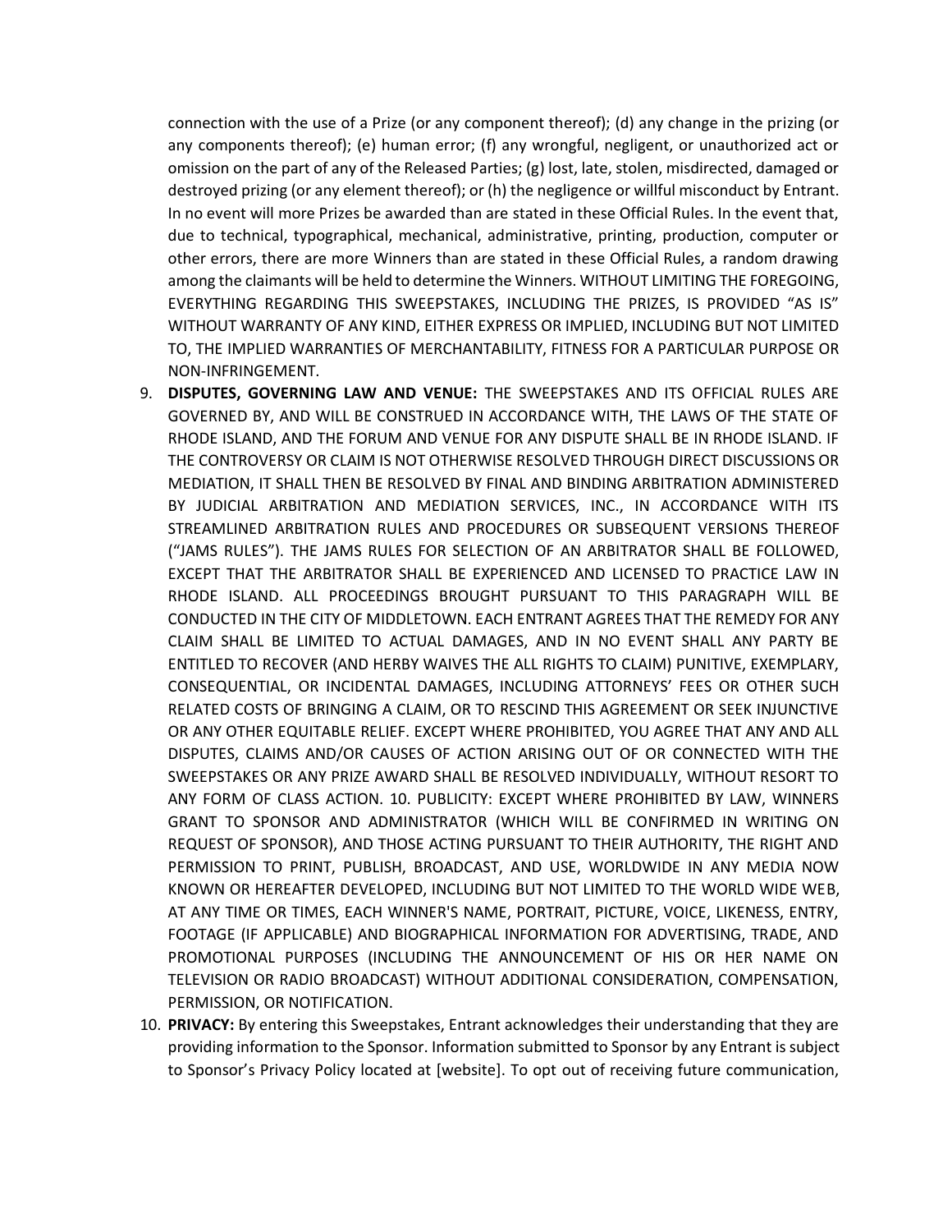connection with the use of a Prize (or any component thereof); (d) any change in the prizing (or any components thereof); (e) human error; (f) any wrongful, negligent, or unauthorized act or omission on the part of any of the Released Parties; (g) lost, late, stolen, misdirected, damaged or destroyed prizing (or any element thereof); or (h) the negligence or willful misconduct by Entrant. In no event will more Prizes be awarded than are stated in these Official Rules. In the event that, due to technical, typographical, mechanical, administrative, printing, production, computer or other errors, there are more Winners than are stated in these Official Rules, a random drawing among the claimants will be held to determine the Winners. WITHOUT LIMITING THE FOREGOING, EVERYTHING REGARDING THIS SWEEPSTAKES, INCLUDING THE PRIZES, IS PROVIDED "AS IS" WITHOUT WARRANTY OF ANY KIND, EITHER EXPRESS OR IMPLIED, INCLUDING BUT NOT LIMITED TO, THE IMPLIED WARRANTIES OF MERCHANTABILITY, FITNESS FOR A PARTICULAR PURPOSE OR NON-INFRINGEMENT.

9. **DISPUTES, GOVERNING LAW AND VENUE:** THE SWEEPSTAKES AND ITS OFFICIAL RULES ARE GOVERNED BY, AND WILL BE CONSTRUED IN ACCORDANCE WITH, THE LAWS OF THE STATE OF RHODE ISLAND, AND THE FORUM AND VENUE FOR ANY DISPUTE SHALL BE IN RHODE ISLAND. IF THE CONTROVERSY OR CLAIM IS NOT OTHERWISE RESOLVED THROUGH DIRECT DISCUSSIONS OR MEDIATION, IT SHALL THEN BE RESOLVED BY FINAL AND BINDING ARBITRATION ADMINISTERED BY JUDICIAL ARBITRATION AND MEDIATION SERVICES, INC., IN ACCORDANCE WITH ITS STREAMLINED ARBITRATION RULES AND PROCEDURES OR SUBSEQUENT VERSIONS THEREOF ("JAMS RULES"). THE JAMS RULES FOR SELECTION OF AN ARBITRATOR SHALL BE FOLLOWED, EXCEPT THAT THE ARBITRATOR SHALL BE EXPERIENCED AND LICENSED TO PRACTICE LAW IN RHODE ISLAND. ALL PROCEEDINGS BROUGHT PURSUANT TO THIS PARAGRAPH WILL BE CONDUCTED IN THE CITY OF MIDDLETOWN. EACH ENTRANT AGREES THAT THE REMEDY FOR ANY CLAIM SHALL BE LIMITED TO ACTUAL DAMAGES, AND IN NO EVENT SHALL ANY PARTY BE ENTITLED TO RECOVER (AND HERBY WAIVES THE ALL RIGHTS TO CLAIM) PUNITIVE, EXEMPLARY, CONSEQUENTIAL, OR INCIDENTAL DAMAGES, INCLUDING ATTORNEYS' FEES OR OTHER SUCH RELATED COSTS OF BRINGING A CLAIM, OR TO RESCIND THIS AGREEMENT OR SEEK INJUNCTIVE OR ANY OTHER EQUITABLE RELIEF. EXCEPT WHERE PROHIBITED, YOU AGREE THAT ANY AND ALL DISPUTES, CLAIMS AND/OR CAUSES OF ACTION ARISING OUT OF OR CONNECTED WITH THE SWEEPSTAKES OR ANY PRIZE AWARD SHALL BE RESOLVED INDIVIDUALLY, WITHOUT RESORT TO ANY FORM OF CLASS ACTION. 10. PUBLICITY: EXCEPT WHERE PROHIBITED BY LAW, WINNERS GRANT TO SPONSOR AND ADMINISTRATOR (WHICH WILL BE CONFIRMED IN WRITING ON REQUEST OF SPONSOR), AND THOSE ACTING PURSUANT TO THEIR AUTHORITY, THE RIGHT AND PERMISSION TO PRINT, PUBLISH, BROADCAST, AND USE, WORLDWIDE IN ANY MEDIA NOW KNOWN OR HEREAFTER DEVELOPED, INCLUDING BUT NOT LIMITED TO THE WORLD WIDE WEB, AT ANY TIME OR TIMES, EACH WINNER'S NAME, PORTRAIT, PICTURE, VOICE, LIKENESS, ENTRY, FOOTAGE (IF APPLICABLE) AND BIOGRAPHICAL INFORMATION FOR ADVERTISING, TRADE, AND PROMOTIONAL PURPOSES (INCLUDING THE ANNOUNCEMENT OF HIS OR HER NAME ON TELEVISION OR RADIO BROADCAST) WITHOUT ADDITIONAL CONSIDERATION, COMPENSATION, PERMISSION, OR NOTIFICATION.

10. **PRIVACY:** By entering this Sweepstakes, Entrant acknowledges their understanding that they are providing information to the Sponsor. Information submitted to Sponsor by any Entrant is subject to Sponsor's Privacy Policy located at [website]. To opt out of receiving future communication,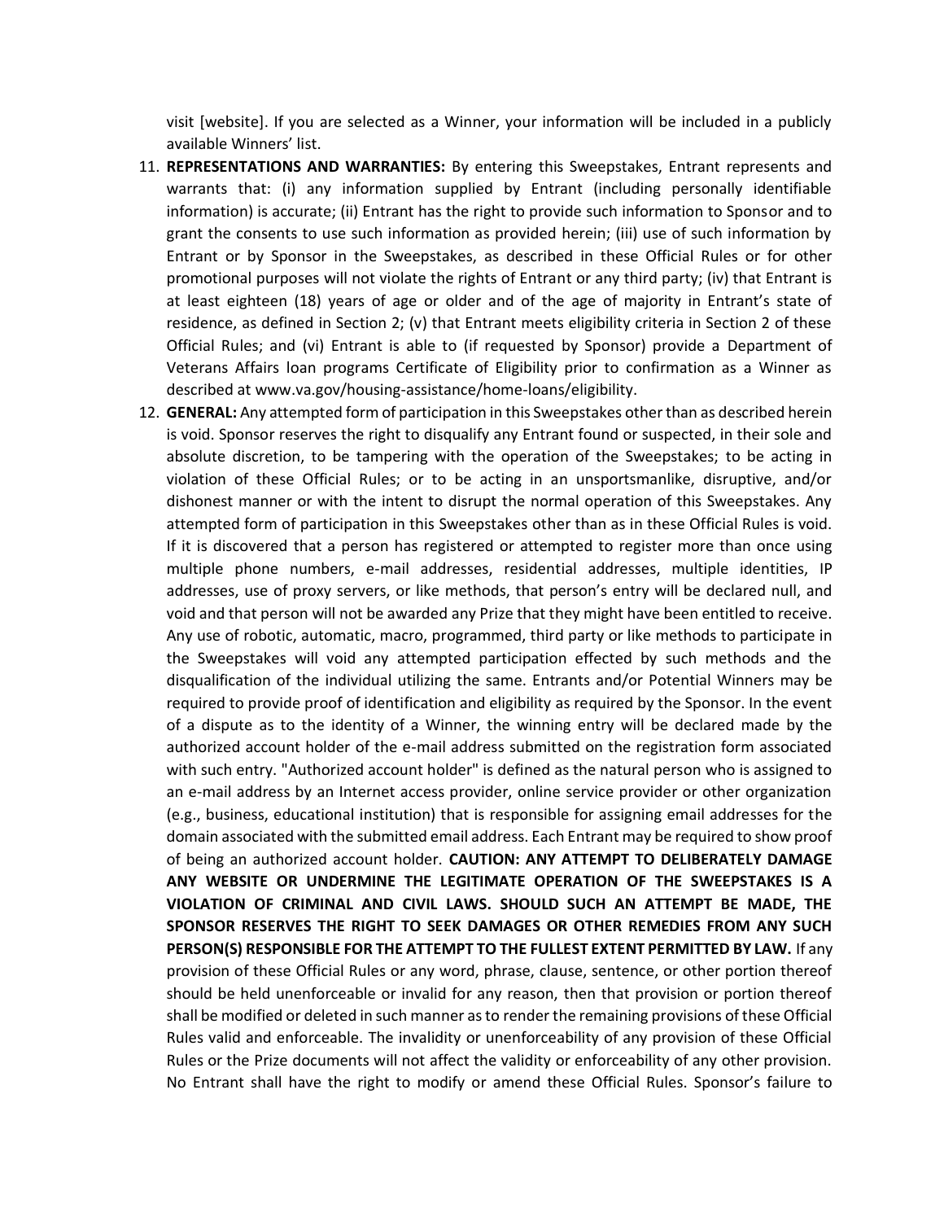visit [website]. If you are selected as a Winner, your information will be included in a publicly available Winners' list.

11. **REPRESENTATIONS AND WARRANTIES:** By entering this Sweepstakes, Entrant represents and warrants that: (i) any information supplied by Entrant (including personally identifiable information) is accurate; (ii) Entrant has the right to provide such information to Sponsor and to grant the consents to use such information as provided herein; (iii) use of such information by Entrant or by Sponsor in the Sweepstakes, as described in these Official Rules or for other promotional purposes will not violate the rights of Entrant or any third party; (iv) that Entrant is at least eighteen (18) years of age or older and of the age of majority in Entrant's state of residence, as defined in Section 2; (v) that Entrant meets eligibility criteria in Section 2 of these Official Rules; and (vi) Entrant is able to (if requested by Sponsor) provide a Department of Veterans Affairs loan programs Certificate of Eligibility prior to confirmation as a Winner as described at www.va.gov/housing-assistance/home-loans/eligibility.
12. **GENERAL:** Any attempted form of participation in this Sweepstakes other than as described herein is void. Sponsor reserves the right to disqualify any Entrant found or suspected, in their sole and absolute discretion, to be tampering with the operation of the Sweepstakes; to be acting in violation of these Official Rules; or to be acting in an unsportsmanlike, disruptive, and/or dishonest manner or with the intent to disrupt the normal operation of this Sweepstakes. Any attempted form of participation in this Sweepstakes other than as in these Official Rules is void. If it is discovered that a person has registered or attempted to register more than once using multiple phone numbers, e-mail addresses, residential addresses, multiple identities, IP addresses, use of proxy servers, or like methods, that person's entry will be declared null, and void and that person will not be awarded any Prize that they might have been entitled to receive. Any use of robotic, automatic, macro, programmed, third party or like methods to participate in the Sweepstakes will void any attempted participation effected by such methods and the disqualification of the individual utilizing the same. Entrants and/or Potential Winners may be required to provide proof of identification and eligibility as required by the Sponsor. In the event of a dispute as to the identity of a Winner, the winning entry will be declared made by the authorized account holder of the e-mail address submitted on the registration form associated with such entry. "Authorized account holder" is defined as the natural person who is assigned to an e-mail address by an Internet access provider, online service provider or other organization (e.g., business, educational institution) that is responsible for assigning email addresses for the domain associated with the submitted email address. Each Entrant may be required to show proof of being an authorized account holder. **CAUTION: ANY ATTEMPT TO DELIBERATELY DAMAGE ANY WEBSITE OR UNDERMINE THE LEGITIMATE OPERATION OF THE SWEEPSTAKES IS A VIOLATION OF CRIMINAL AND CIVIL LAWS. SHOULD SUCH AN ATTEMPT BE MADE, THE SPONSOR RESERVES THE RIGHT TO SEEK DAMAGES OR OTHER REMEDIES FROM ANY SUCH PERSON(S) RESPONSIBLE FOR THE ATTEMPT TO THE FULLEST EXTENT PERMITTED BY LAW.** If any provision of these Official Rules or any word, phrase, clause, sentence, or other portion thereof should be held unenforceable or invalid for any reason, then that provision or portion thereof shall be modified or deleted in such manner as to render the remaining provisions of these Official Rules valid and enforceable. The invalidity or unenforceability of any provision of these Official Rules or the Prize documents will not affect the validity or enforceability of any other provision. No Entrant shall have the right to modify or amend these Official Rules. Sponsor's failure to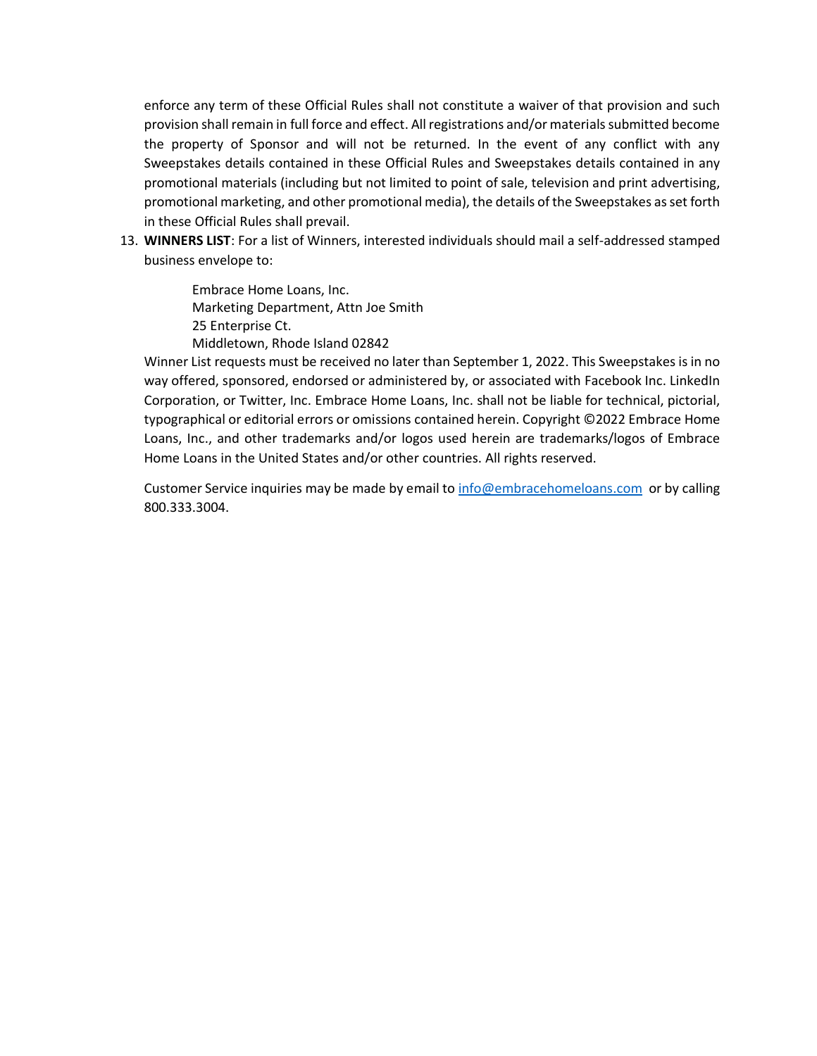enforce any term of these Official Rules shall not constitute a waiver of that provision and such provision shall remain in full force and effect. All registrations and/or materials submitted become the property of Sponsor and will not be returned. In the event of any conflict with any Sweepstakes details contained in these Official Rules and Sweepstakes details contained in any promotional materials (including but not limited to point of sale, television and print advertising, promotional marketing, and other promotional media), the details of the Sweepstakes as set forth in these Official Rules shall prevail.

13. **WINNERS LIST**: For a list of Winners, interested individuals should mail a self-addressed stamped business envelope to:

    Embrace Home Loans, Inc.
    Marketing Department, Attn Joe Smith
    25 Enterprise Ct.
    Middletown, Rhode Island 02842

    Winner List requests must be received no later than September 1, 2022. This Sweepstakes is in no way offered, sponsored, endorsed or administered by, or associated with Facebook Inc. LinkedIn Corporation, or Twitter, Inc. Embrace Home Loans, Inc. shall not be liable for technical, pictorial, typographical or editorial errors or omissions contained herein. Copyright ©2022 Embrace Home Loans, Inc., and other trademarks and/or logos used herein are trademarks/logos of Embrace Home Loans in the United States and/or other countries. All rights reserved.

    Customer Service inquiries may be made by email to info@embracehomeloans.com or by calling 800.333.3004.